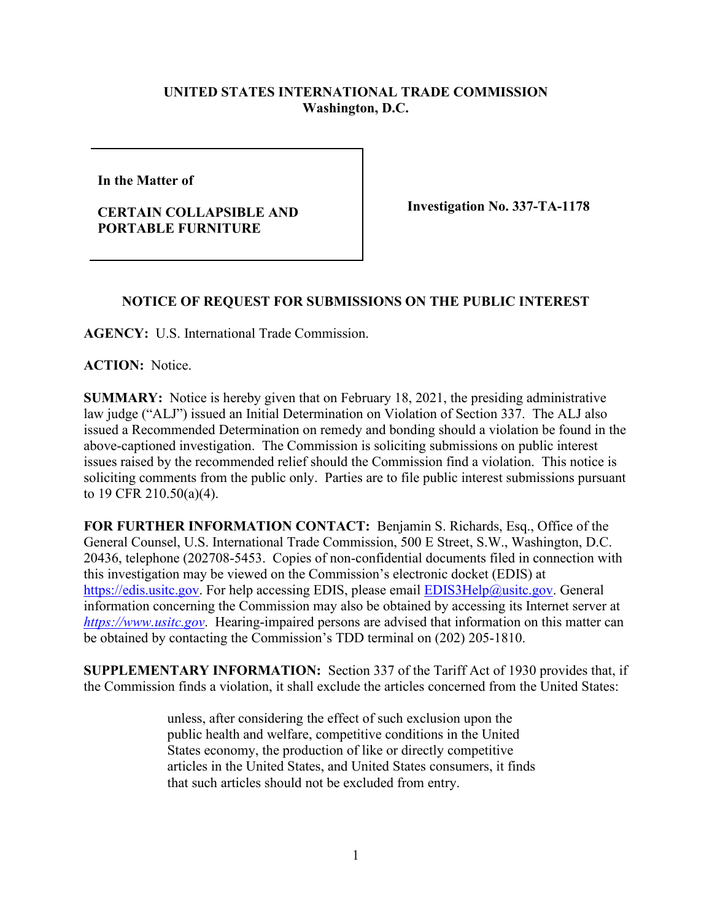**UNITED STATES INTERNATIONAL TRADE COMMISSION**
**Washington, D.C.**

| | |
|---|---|
| **In the Matter of**<br><br>**CERTAIN COLLAPSIBLE AND PORTABLE FURNITURE** | **Investigation No. 337-TA-1178** |

**NOTICE OF REQUEST FOR SUBMISSIONS ON THE PUBLIC INTEREST**

**AGENCY:** U.S. International Trade Commission.

**ACTION:** Notice.

**SUMMARY:** Notice is hereby given that on February 18, 2021, the presiding administrative law judge ("ALJ") issued an Initial Determination on Violation of Section 337. The ALJ also issued a Recommended Determination on remedy and bonding should a violation be found in the above-captioned investigation. The Commission is soliciting submissions on public interest issues raised by the recommended relief should the Commission find a violation. This notice is soliciting comments from the public only. Parties are to file public interest submissions pursuant to 19 CFR 210.50(a)(4).

**FOR FURTHER INFORMATION CONTACT:** Benjamin S. Richards, Esq., Office of the General Counsel, U.S. International Trade Commission, 500 E Street, S.W., Washington, D.C. 20436, telephone (202708-5453. Copies of non-confidential documents filed in connection with this investigation may be viewed on the Commission's electronic docket (EDIS) at https://edis.usitc.gov. For help accessing EDIS, please email EDIS3Help@usitc.gov. General information concerning the Commission may also be obtained by accessing its Internet server at *https://www.usitc.gov*. Hearing-impaired persons are advised that information on this matter can be obtained by contacting the Commission's TDD terminal on (202) 205-1810.

**SUPPLEMENTARY INFORMATION:** Section 337 of the Tariff Act of 1930 provides that, if the Commission finds a violation, it shall exclude the articles concerned from the United States:

> unless, after considering the effect of such exclusion upon the public health and welfare, competitive conditions in the United States economy, the production of like or directly competitive articles in the United States, and United States consumers, it finds that such articles should not be excluded from entry.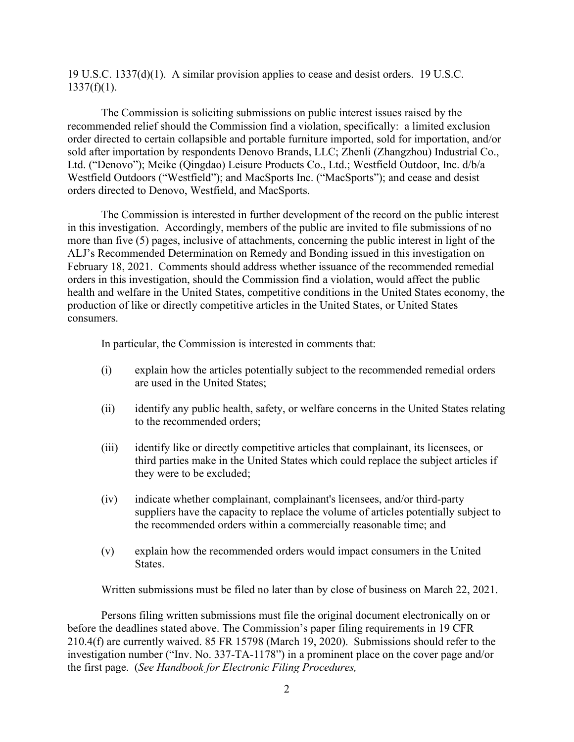19 U.S.C. 1337(d)(1). A similar provision applies to cease and desist orders. 19 U.S.C. 1337(f)(1).

The Commission is soliciting submissions on public interest issues raised by the recommended relief should the Commission find a violation, specifically: a limited exclusion order directed to certain collapsible and portable furniture imported, sold for importation, and/or sold after importation by respondents Denovo Brands, LLC; Zhenli (Zhangzhou) Industrial Co., Ltd. ("Denovo"); Meike (Qingdao) Leisure Products Co., Ltd.; Westfield Outdoor, Inc. d/b/a Westfield Outdoors ("Westfield"); and MacSports Inc. ("MacSports"); and cease and desist orders directed to Denovo, Westfield, and MacSports.

The Commission is interested in further development of the record on the public interest in this investigation. Accordingly, members of the public are invited to file submissions of no more than five (5) pages, inclusive of attachments, concerning the public interest in light of the ALJ's Recommended Determination on Remedy and Bonding issued in this investigation on February 18, 2021. Comments should address whether issuance of the recommended remedial orders in this investigation, should the Commission find a violation, would affect the public health and welfare in the United States, competitive conditions in the United States economy, the production of like or directly competitive articles in the United States, or United States consumers.

In particular, the Commission is interested in comments that:

(i) explain how the articles potentially subject to the recommended remedial orders are used in the United States;

(ii) identify any public health, safety, or welfare concerns in the United States relating to the recommended orders;

(iii) identify like or directly competitive articles that complainant, its licensees, or third parties make in the United States which could replace the subject articles if they were to be excluded;

(iv) indicate whether complainant, complainant's licensees, and/or third-party suppliers have the capacity to replace the volume of articles potentially subject to the recommended orders within a commercially reasonable time; and

(v) explain how the recommended orders would impact consumers in the United States.

Written submissions must be filed no later than by close of business on March 22, 2021.

Persons filing written submissions must file the original document electronically on or before the deadlines stated above. The Commission's paper filing requirements in 19 CFR 210.4(f) are currently waived. 85 FR 15798 (March 19, 2020). Submissions should refer to the investigation number ("Inv. No. 337-TA-1178") in a prominent place on the cover page and/or the first page. (*See Handbook for Electronic Filing Procedures,*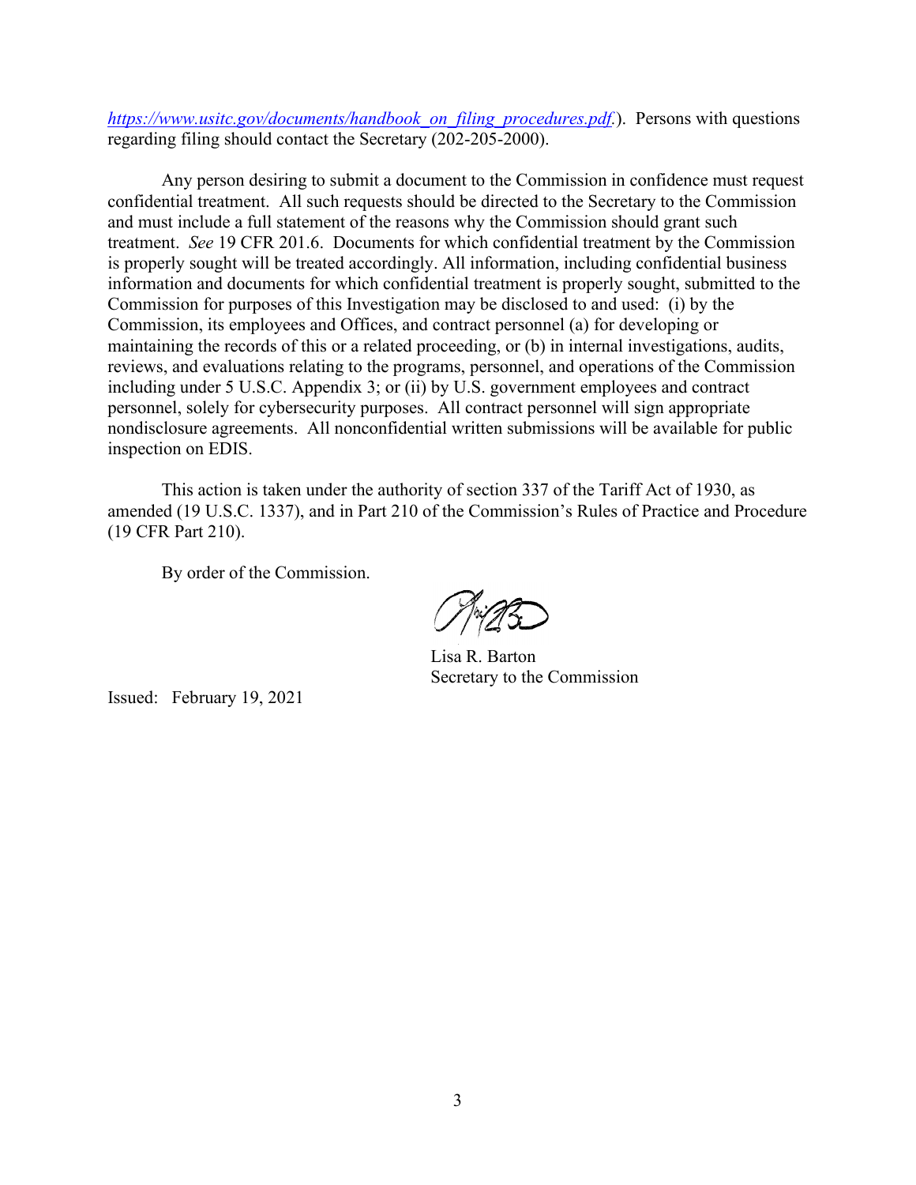*https://www.usitc.gov/documents/handbook_on_filing_procedures.pdf.*). Persons with questions regarding filing should contact the Secretary (202-205-2000).

Any person desiring to submit a document to the Commission in confidence must request confidential treatment. All such requests should be directed to the Secretary to the Commission and must include a full statement of the reasons why the Commission should grant such treatment. *See* 19 CFR 201.6. Documents for which confidential treatment by the Commission is properly sought will be treated accordingly. All information, including confidential business information and documents for which confidential treatment is properly sought, submitted to the Commission for purposes of this Investigation may be disclosed to and used: (i) by the Commission, its employees and Offices, and contract personnel (a) for developing or maintaining the records of this or a related proceeding, or (b) in internal investigations, audits, reviews, and evaluations relating to the programs, personnel, and operations of the Commission including under 5 U.S.C. Appendix 3; or (ii) by U.S. government employees and contract personnel, solely for cybersecurity purposes. All contract personnel will sign appropriate nondisclosure agreements. All nonconfidential written submissions will be available for public inspection on EDIS.

This action is taken under the authority of section 337 of the Tariff Act of 1930, as amended (19 U.S.C. 1337), and in Part 210 of the Commission's Rules of Practice and Procedure (19 CFR Part 210).

By order of the Commission.

Lisa R. Barton
Secretary to the Commission

Issued: February 19, 2021